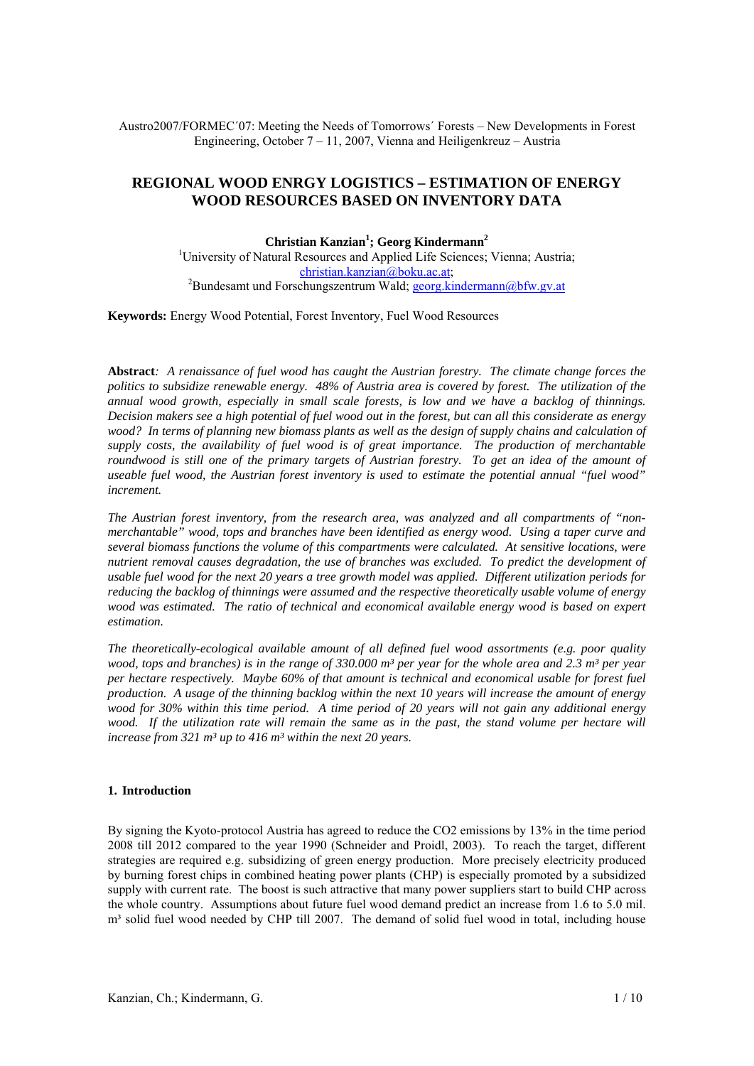Austro2007/FORMEC´07: Meeting the Needs of Tomorrows´ Forests – New Developments in Forest Engineering, October 7 – 11, 2007, Vienna and Heiligenkreuz – Austria

# REGIONAL WOOD ENRGY LOGISTICS – ESTIMATION OF ENERGY WOOD RESOURCES BASED ON INVENTORY DATA

**Christian Kanzian[1]; Georg Kindermann[2]**

[1]University of Natural Resources and Applied Life Sciences; Vienna; Austria; christian.kanzian@boku.ac.at;
[2]Bundesamt und Forschungszentrum Wald; georg.kindermann@bfw.gv.at

**Keywords:** Energy Wood Potential, Forest Inventory, Fuel Wood Resources

**Abstract***: A renaissance of fuel wood has caught the Austrian forestry. The climate change forces the politics to subsidize renewable energy. 48% of Austria area is covered by forest. The utilization of the annual wood growth, especially in small scale forests, is low and we have a backlog of thinnings. Decision makers see a high potential of fuel wood out in the forest, but can all this considerate as energy wood? In terms of planning new biomass plants as well as the design of supply chains and calculation of supply costs, the availability of fuel wood is of great importance. The production of merchantable roundwood is still one of the primary targets of Austrian forestry. To get an idea of the amount of useable fuel wood, the Austrian forest inventory is used to estimate the potential annual "fuel wood" increment.*

*The Austrian forest inventory, from the research area, was analyzed and all compartments of "non-merchantable" wood, tops and branches have been identified as energy wood. Using a taper curve and several biomass functions the volume of this compartments were calculated. At sensitive locations, were nutrient removal causes degradation, the use of branches was excluded. To predict the development of usable fuel wood for the next 20 years a tree growth model was applied. Different utilization periods for reducing the backlog of thinnings were assumed and the respective theoretically usable volume of energy wood was estimated. The ratio of technical and economical available energy wood is based on expert estimation.*

*The theoretically-ecological available amount of all defined fuel wood assortments (e.g. poor quality wood, tops and branches) is in the range of 330.000 m³ per year for the whole area and 2.3 m³ per year per hectare respectively. Maybe 60% of that amount is technical and economical usable for forest fuel production. A usage of the thinning backlog within the next 10 years will increase the amount of energy wood for 30% within this time period. A time period of 20 years will not gain any additional energy wood. If the utilization rate will remain the same as in the past, the stand volume per hectare will increase from 321 m³ up to 416 m³ within the next 20 years.*

## 1. Introduction

By signing the Kyoto-protocol Austria has agreed to reduce the $CO_2$ emissions by 13% in the time period 2008 till 2012 compared to the year 1990 (Schneider and Proidl, 2003). To reach the target, different strategies are required e.g. subsidizing of green energy production. More precisely electricity produced by burning forest chips in combined heating power plants (CHP) is especially promoted by a subsidized supply with current rate. The boost is such attractive that many power suppliers start to build CHP across the whole country. Assumptions about future fuel wood demand predict an increase from 1.6 to 5.0 mil. m³ solid fuel wood needed by CHP till 2007. The demand of solid fuel wood in total, including house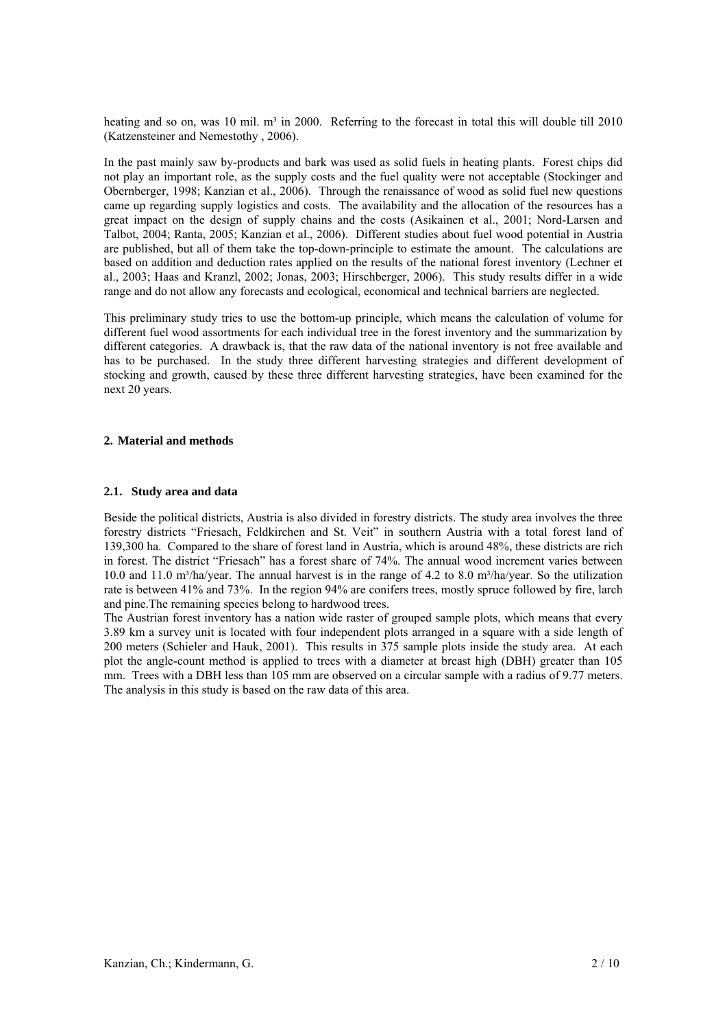heating and so on, was 10 mil. m³ in 2000. Referring to the forecast in total this will double till 2010 (Katzensteiner and Nemestothy , 2006).

In the past mainly saw by-products and bark was used as solid fuels in heating plants. Forest chips did not play an important role, as the supply costs and the fuel quality were not acceptable (Stockinger and Obernberger, 1998; Kanzian et al., 2006). Through the renaissance of wood as solid fuel new questions came up regarding supply logistics and costs. The availability and the allocation of the resources has a great impact on the design of supply chains and the costs (Asikainen et al., 2001; Nord-Larsen and Talbot, 2004; Ranta, 2005; Kanzian et al., 2006). Different studies about fuel wood potential in Austria are published, but all of them take the top-down-principle to estimate the amount. The calculations are based on addition and deduction rates applied on the results of the national forest inventory (Lechner et al., 2003; Haas and Kranzl, 2002; Jonas, 2003; Hirschberger, 2006). This study results differ in a wide range and do not allow any forecasts and ecological, economical and technical barriers are neglected.

This preliminary study tries to use the bottom-up principle, which means the calculation of volume for different fuel wood assortments for each individual tree in the forest inventory and the summarization by different categories. A drawback is, that the raw data of the national inventory is not free available and has to be purchased. In the study three different harvesting strategies and different development of stocking and growth, caused by these three different harvesting strategies, have been examined for the next 20 years.

## 2. Material and methods

### 2.1. Study area and data

Beside the political districts, Austria is also divided in forestry districts. The study area involves the three forestry districts "Friesach, Feldkirchen and St. Veit" in southern Austria with a total forest land of 139,300 ha. Compared to the share of forest land in Austria, which is around 48%, these districts are rich in forest. The district "Friesach" has a forest share of 74%. The annual wood increment varies between 10.0 and 11.0 m³/ha/year. The annual harvest is in the range of 4.2 to 8.0 m³/ha/year. So the utilization rate is between 41% and 73%. In the region 94% are conifers trees, mostly spruce followed by fire, larch and pine.The remaining species belong to hardwood trees.

The Austrian forest inventory has a nation wide raster of grouped sample plots, which means that every 3.89 km a survey unit is located with four independent plots arranged in a square with a side length of 200 meters (Schieler and Hauk, 2001). This results in 375 sample plots inside the study area. At each plot the angle-count method is applied to trees with a diameter at breast high (DBH) greater than 105 mm. Trees with a DBH less than 105 mm are observed on a circular sample with a radius of 9.77 meters. The analysis in this study is based on the raw data of this area.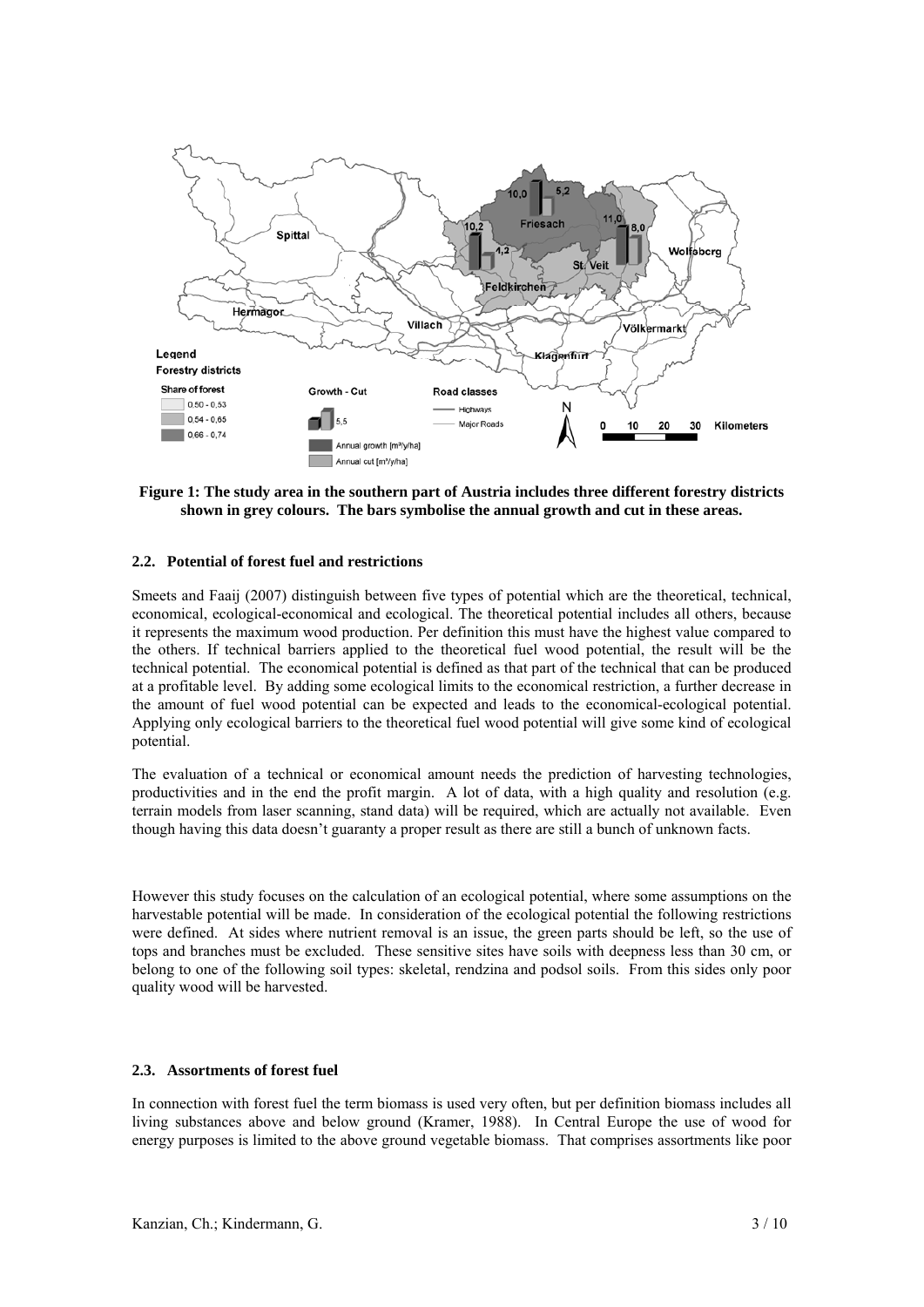**Figure 1: The study area in the southern part of Austria includes three different forestry districts shown in grey colours. The bars symbolise the annual growth and cut in these areas.**

### 2.2. Potential of forest fuel and restrictions

Smeets and Faaij (2007) distinguish between five types of potential which are the theoretical, technical, economical, ecological-economical and ecological. The theoretical potential includes all others, because it represents the maximum wood production. Per definition this must have the highest value compared to the others. If technical barriers applied to the theoretical fuel wood potential, the result will be the technical potential. The economical potential is defined as that part of the technical that can be produced at a profitable level. By adding some ecological limits to the economical restriction, a further decrease in the amount of fuel wood potential can be expected and leads to the economical-ecological potential. Applying only ecological barriers to the theoretical fuel wood potential will give some kind of ecological potential.

The evaluation of a technical or economical amount needs the prediction of harvesting technologies, productivities and in the end the profit margin. A lot of data, with a high quality and resolution (e.g. terrain models from laser scanning, stand data) will be required, which are actually not available. Even though having this data doesn't guaranty a proper result as there are still a bunch of unknown facts.

However this study focuses on the calculation of an ecological potential, where some assumptions on the harvestable potential will be made. In consideration of the ecological potential the following restrictions were defined. At sides where nutrient removal is an issue, the green parts should be left, so the use of tops and branches must be excluded. These sensitive sites have soils with deepness less than 30 cm, or belong to one of the following soil types: skeletal, rendzina and podsol soils. From this sides only poor quality wood will be harvested.

### 2.3. Assortments of forest fuel

In connection with forest fuel the term biomass is used very often, but per definition biomass includes all living substances above and below ground (Kramer, 1988). In Central Europe the use of wood for energy purposes is limited to the above ground vegetable biomass. That comprises assortments like poor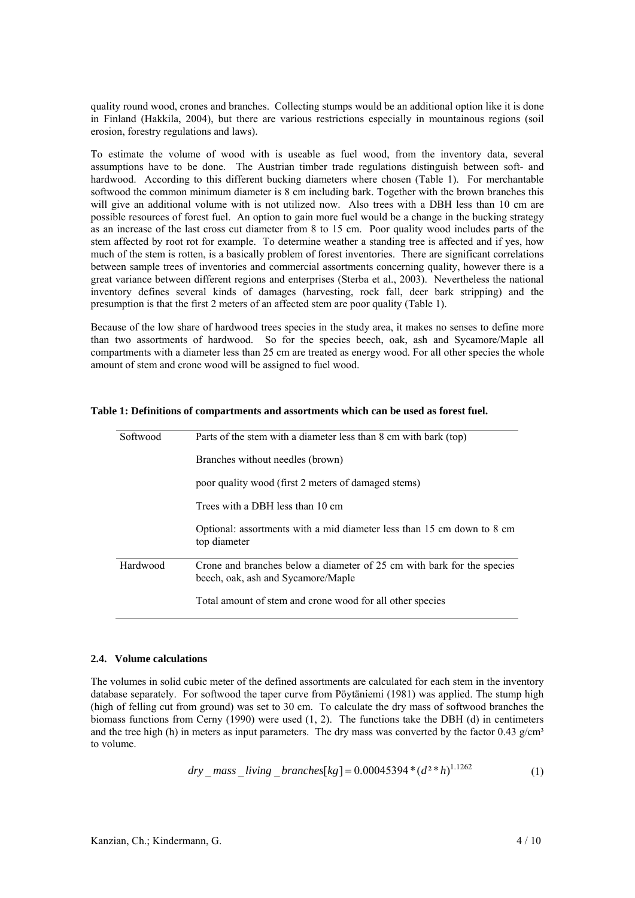quality round wood, crones and branches. Collecting stumps would be an additional option like it is done in Finland (Hakkila, 2004), but there are various restrictions especially in mountainous regions (soil erosion, forestry regulations and laws).

To estimate the volume of wood with is useable as fuel wood, from the inventory data, several assumptions have to be done. The Austrian timber trade regulations distinguish between soft- and hardwood. According to this different bucking diameters where chosen (Table 1). For merchantable softwood the common minimum diameter is 8 cm including bark. Together with the brown branches this will give an additional volume with is not utilized now. Also trees with a DBH less than 10 cm are possible resources of forest fuel. An option to gain more fuel would be a change in the bucking strategy as an increase of the last cross cut diameter from 8 to 15 cm. Poor quality wood includes parts of the stem affected by root rot for example. To determine weather a standing tree is affected and if yes, how much of the stem is rotten, is a basically problem of forest inventories. There are significant correlations between sample trees of inventories and commercial assortments concerning quality, however there is a great variance between different regions and enterprises (Sterba et al., 2003). Nevertheless the national inventory defines several kinds of damages (harvesting, rock fall, deer bark stripping) and the presumption is that the first 2 meters of an affected stem are poor quality (Table 1).

Because of the low share of hardwood trees species in the study area, it makes no senses to define more than two assortments of hardwood. So for the species beech, oak, ash and Sycamore/Maple all compartments with a diameter less than 25 cm are treated as energy wood. For all other species the whole amount of stem and crone wood will be assigned to fuel wood.

**Table 1: Definitions of compartments and assortments which can be used as forest fuel.**

| | |
|---|---|
| Softwood | Parts of the stem with a diameter less than 8 cm with bark (top) |
| | Branches without needles (brown) |
| | poor quality wood (first 2 meters of damaged stems) |
| | Trees with a DBH less than 10 cm |
| | Optional: assortments with a mid diameter less than 15 cm down to 8 cm top diameter |
| Hardwood | Crone and branches below a diameter of 25 cm with bark for the species beech, oak, ash and Sycamore/Maple |
| | Total amount of stem and crone wood for all other species |

### 2.4. Volume calculations

The volumes in solid cubic meter of the defined assortments are calculated for each stem in the inventory database separately. For softwood the taper curve from Pöytäniemi (1981) was applied. The stump high (high of felling cut from ground) was set to 30 cm. To calculate the dry mass of softwood branches the biomass functions from Cerny (1990) were used (1, 2). The functions take the DBH (d) in centimeters and the tree high (h) in meters as input parameters. The dry mass was converted by the factor 0.43 g/cm³ to volume.

$$dry\_mass\_living\_branches[kg] = 0.00045394 * (d^2 * h)^{1.1262} \tag{1}$$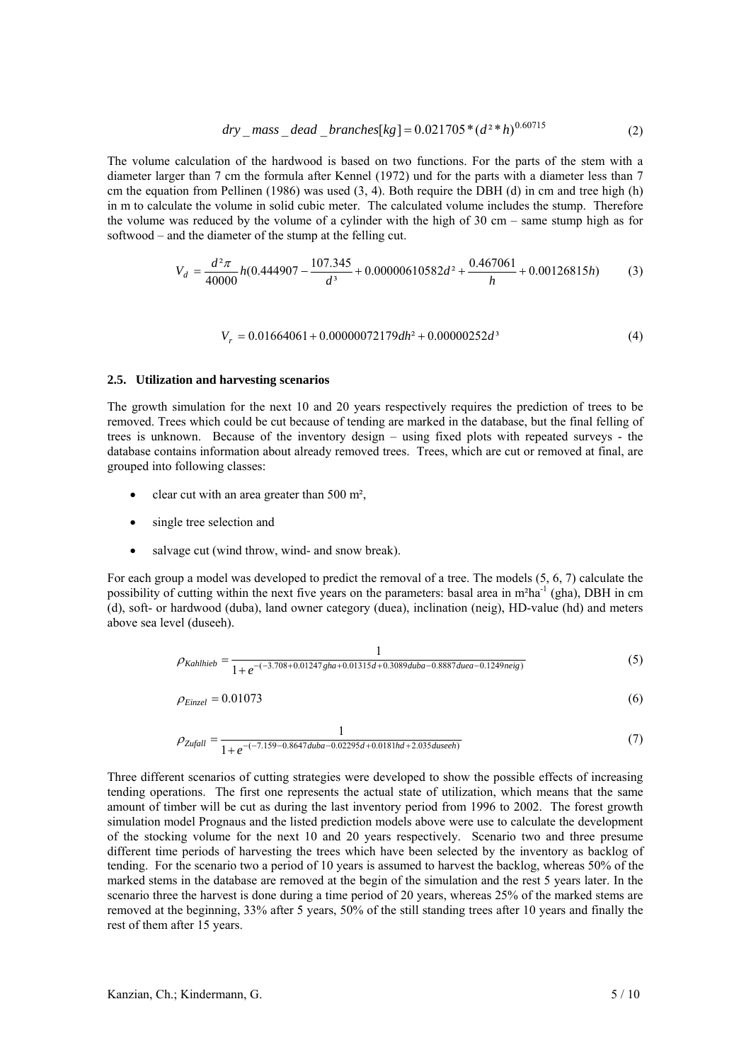$$dry\_mass\_dead\_branches[kg] = 0.021705 * (d^2 * h)^{0.60715} \tag{2}$$

The volume calculation of the hardwood is based on two functions. For the parts of the stem with a diameter larger than 7 cm the formula after Kennel (1972) und for the parts with a diameter less than 7 cm the equation from Pellinen (1986) was used (3, 4). Both require the DBH (d) in cm and tree high (h) in m to calculate the volume in solid cubic meter. The calculated volume includes the stump. Therefore the volume was reduced by the volume of a cylinder with the high of 30 cm – same stump high as for softwood – and the diameter of the stump at the felling cut.

$$V_d = \frac{d^2 \pi}{40000} h (0.444907 - \frac{107.345}{d^3} + 0.00000610582 d^2 + \frac{0.467061}{h} + 0.00126815 h) \tag{3}$$

$$V_r = 0.01664061 + 0.00000072179 d h^2 + 0.00000252 d^3 \tag{4}$$

### 2.5. Utilization and harvesting scenarios

The growth simulation for the next 10 and 20 years respectively requires the prediction of trees to be removed. Trees which could be cut because of tending are marked in the database, but the final felling of trees is unknown. Because of the inventory design – using fixed plots with repeated surveys - the database contains information about already removed trees. Trees, which are cut or removed at final, are grouped into following classes:

- clear cut with an area greater than 500 m²,
- single tree selection and
- salvage cut (wind throw, wind- and snow break).

For each group a model was developed to predict the removal of a tree. The models (5, 6, 7) calculate the possibility of cutting within the next five years on the parameters: basal area in $m^2 ha^{-1}$ (gha), DBH in cm (d), soft- or hardwood (duba), land owner category (duea), inclination (neig), HD-value (hd) and meters above sea level (duseeh).

$$\rho_{Kahlhieb} = \frac{1}{1 + e^{-(-3.708 + 0.01247 gha + 0.01315 d + 0.3089 duba - 0.8887 duea - 0.1249 neig)}} \tag{5}$$

$$\rho_{Einzel} = 0.01073 \tag{6}$$

$$\rho_{Zufall} = \frac{1}{1 + e^{-(-7.159 - 0.8647 duba - 0.02295 d + 0.0181 hd + 2.035 duseeh)}} \tag{7}$$

Three different scenarios of cutting strategies were developed to show the possible effects of increasing tending operations. The first one represents the actual state of utilization, which means that the same amount of timber will be cut as during the last inventory period from 1996 to 2002. The forest growth simulation model Prognaus and the listed prediction models above were use to calculate the development of the stocking volume for the next 10 and 20 years respectively. Scenario two and three presume different time periods of harvesting the trees which have been selected by the inventory as backlog of tending. For the scenario two a period of 10 years is assumed to harvest the backlog, whereas 50% of the marked stems in the database are removed at the begin of the simulation and the rest 5 years later. In the scenario three the harvest is done during a time period of 20 years, whereas 25% of the marked stems are removed at the beginning, 33% after 5 years, 50% of the still standing trees after 10 years and finally the rest of them after 15 years.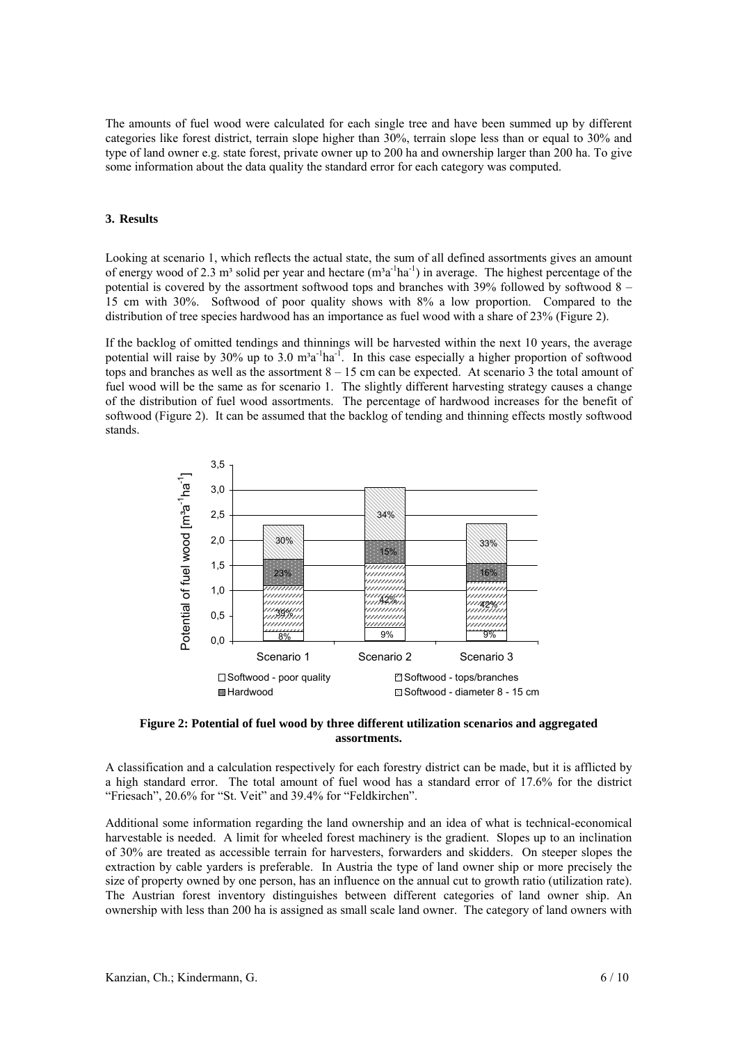The amounts of fuel wood were calculated for each single tree and have been summed up by different categories like forest district, terrain slope higher than 30%, terrain slope less than or equal to 30% and type of land owner e.g. state forest, private owner up to 200 ha and ownership larger than 200 ha. To give some information about the data quality the standard error for each category was computed.

## 3. Results

Looking at scenario 1, which reflects the actual state, the sum of all defined assortments gives an amount of energy wood of 2.3 m³ solid per year and hectare ($m^3a^{-1}ha^{-1}$) in average. The highest percentage of the potential is covered by the assortment softwood tops and branches with 39% followed by softwood 8 – 15 cm with 30%. Softwood of poor quality shows with 8% a low proportion. Compared to the distribution of tree species hardwood has an importance as fuel wood with a share of 23% (Figure 2).

If the backlog of omitted tendings and thinnings will be harvested within the next 10 years, the average potential will raise by 30% up to 3.0 $m^3a^{-1}ha^{-1}$. In this case especially a higher proportion of softwood tops and branches as well as the assortment 8 – 15 cm can be expected. At scenario 3 the total amount of fuel wood will be the same as for scenario 1. The slightly different harvesting strategy causes a change of the distribution of fuel wood assortments. The percentage of hardwood increases for the benefit of softwood (Figure 2). It can be assumed that the backlog of tending and thinning effects mostly softwood stands.

**Figure 2: Potential of fuel wood by three different utilization scenarios and aggregated assortments.**

A classification and a calculation respectively for each forestry district can be made, but it is afflicted by a high standard error. The total amount of fuel wood has a standard error of 17.6% for the district "Friesach", 20.6% for "St. Veit" and 39.4% for "Feldkirchen".

Additional some information regarding the land ownership and an idea of what is technical-economical harvestable is needed. A limit for wheeled forest machinery is the gradient. Slopes up to an inclination of 30% are treated as accessible terrain for harvesters, forwarders and skidders. On steeper slopes the extraction by cable yarders is preferable. In Austria the type of land owner ship or more precisely the size of property owned by one person, has an influence on the annual cut to growth ratio (utilization rate). The Austrian forest inventory distinguishes between different categories of land owner ship. An ownership with less than 200 ha is assigned as small scale land owner. The category of land owners with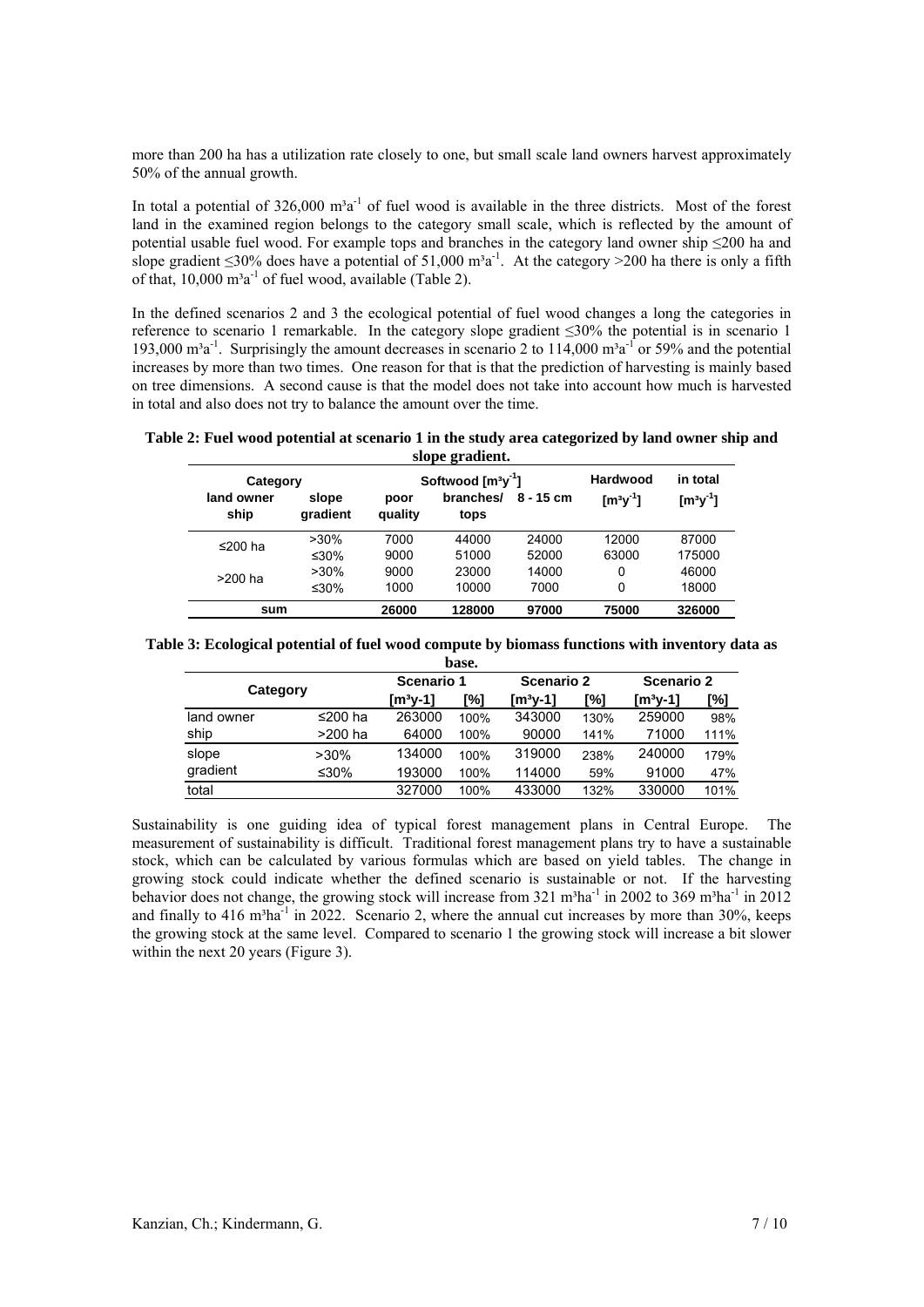more than 200 ha has a utilization rate closely to one, but small scale land owners harvest approximately 50% of the annual growth.

In total a potential of 326,000 $m^3a^{-1}$ of fuel wood is available in the three districts. Most of the forest land in the examined region belongs to the category small scale, which is reflected by the amount of potential usable fuel wood. For example tops and branches in the category land owner ship ≤200 ha and slope gradient ≤30% does have a potential of 51,000 $m^3a^{-1}$. At the category >200 ha there is only a fifth of that, 10,000 $m^3a^{-1}$ of fuel wood, available (Table 2).

In the defined scenarios 2 and 3 the ecological potential of fuel wood changes a long the categories in reference to scenario 1 remarkable. In the category slope gradient ≤30% the potential is in scenario 1 193,000 $m^3a^{-1}$. Surprisingly the amount decreases in scenario 2 to 114,000 $m^3a^{-1}$ or 59% and the potential increases by more than two times. One reason for that is that the prediction of harvesting is mainly based on tree dimensions. A second cause is that the model does not take into account how much is harvested in total and also does not try to balance the amount over the time.

**Table 2: Fuel wood potential at scenario 1 in the study area categorized by land owner ship and slope gradient.**

| Category | | Softwood [$m^3y^{-1}$] | | | Hardwood | in total |
|---|---|---|---|---|---|---|
| land owner ship | slope gradient | poor quality | branches/ tops | 8 - 15 cm | [$m^3y^{-1}$] | [$m^3y^{-1}$] |
| ≤200 ha | >30% | 7000 | 44000 | 24000 | 12000 | 87000 |
| | ≤30% | 9000 | 51000 | 52000 | 63000 | 175000 |
| >200 ha | >30% | 9000 | 23000 | 14000 | 0 | 46000 |
| | ≤30% | 1000 | 10000 | 7000 | 0 | 18000 |
| **sum** | | **26000** | **128000** | **97000** | **75000** | **326000** |

**Table 3: Ecological potential of fuel wood compute by biomass functions with inventory data as base.**

| Category | | Scenario 1 | | Scenario 2 | | Scenario 2 | |
|---|---|---|---|---|---|---|---|
| | | [m³y-1] | [%] | [m³y-1] | [%] | [m³y-1] | [%] |
| land owner | ≤200 ha | 263000 | 100% | 343000 | 130% | 259000 | 98% |
| ship | >200 ha | 64000 | 100% | 90000 | 141% | 71000 | 111% |
| slope | >30% | 134000 | 100% | 319000 | 238% | 240000 | 179% |
| gradient | ≤30% | 193000 | 100% | 114000 | 59% | 91000 | 47% |
| total | | 327000 | 100% | 433000 | 132% | 330000 | 101% |

Sustainability is one guiding idea of typical forest management plans in Central Europe. The measurement of sustainability is difficult. Traditional forest management plans try to have a sustainable stock, which can be calculated by various formulas which are based on yield tables. The change in growing stock could indicate whether the defined scenario is sustainable or not. If the harvesting behavior does not change, the growing stock will increase from 321 $m^3ha^{-1}$ in 2002 to 369 $m^3ha^{-1}$ in 2012 and finally to 416 $m^3ha^{-1}$ in 2022. Scenario 2, where the annual cut increases by more than 30%, keeps the growing stock at the same level. Compared to scenario 1 the growing stock will increase a bit slower within the next 20 years (Figure 3).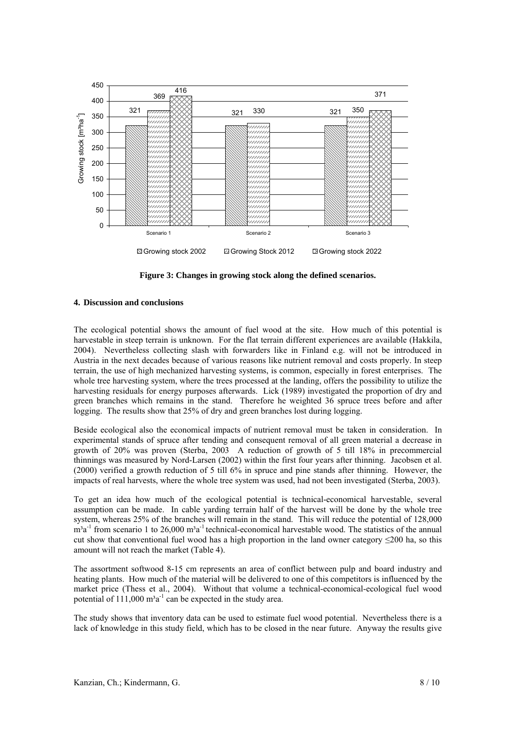Figure 3: Changes in growing stock along the defined scenarios.

## 4. Discussion and conclusions

The ecological potential shows the amount of fuel wood at the site. How much of this potential is harvestable in steep terrain is unknown. For the flat terrain different experiences are available (Hakkila, 2004). Nevertheless collecting slash with forwarders like in Finland e.g. will not be introduced in Austria in the next decades because of various reasons like nutrient removal and costs properly. In steep terrain, the use of high mechanized harvesting systems, is common, especially in forest enterprises. The whole tree harvesting system, where the trees processed at the landing, offers the possibility to utilize the harvesting residuals for energy purposes afterwards. Lick (1989) investigated the proportion of dry and green branches which remains in the stand. Therefore he weighted 36 spruce trees before and after logging. The results show that 25% of dry and green branches lost during logging.

Beside ecological also the economical impacts of nutrient removal must be taken in consideration. In experimental stands of spruce after tending and consequent removal of all green material a decrease in growth of 20% was proven (Sterba, 2003 A reduction of growth of 5 till 18% in precommercial thinnings was measured by Nord-Larsen (2002) within the first four years after thinning. Jacobsen et al. (2000) verified a growth reduction of 5 till 6% in spruce and pine stands after thinning. However, the impacts of real harvests, where the whole tree system was used, had not been investigated (Sterba, 2003).

To get an idea how much of the ecological potential is technical-economical harvestable, several assumption can be made. In cable yarding terrain half of the harvest will be done by the whole tree system, whereas 25% of the branches will remain in the stand. This will reduce the potential of 128,000 $m^3a^{-1}$ from scenario 1 to 26,000 $m^3a^{-1}$ technical-economical harvestable wood. The statistics of the annual cut show that conventional fuel wood has a high proportion in the land owner category ≤200 ha, so this amount will not reach the market (Table 4).

The assortment softwood 8-15 cm represents an area of conflict between pulp and board industry and heating plants. How much of the material will be delivered to one of this competitors is influenced by the market price (Thess et al., 2004). Without that volume a technical-economical-ecological fuel wood potential of 111,000 $m^3a^{-1}$ can be expected in the study area.

The study shows that inventory data can be used to estimate fuel wood potential. Nevertheless there is a lack of knowledge in this study field, which has to be closed in the near future. Anyway the results give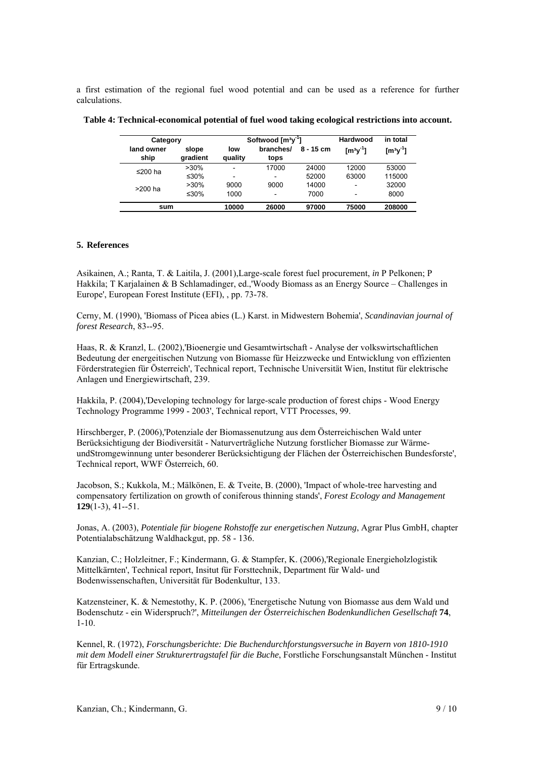a first estimation of the regional fuel wood potential and can be used as a reference for further calculations.

**Table 4: Technical-economical potential of fuel wood taking ecological restrictions into account.**

| Category | | Softwood [$m^3y^{-1}$] | | | Hardwood | in total |
|---|---|---|---|---|---|---|
| land owner ship | slope gradient | low quality | branches/ tops | 8 - 15 cm | [$m^3y^{-1}$] | [$m^3y^{-1}$] |
| ≤200 ha | >30% | - | 17000 | 24000 | 12000 | 53000 |
| | ≤30% | - | - | 52000 | 63000 | 115000 |
| >200 ha | >30% | 9000 | 9000 | 14000 | - | 32000 |
| | ≤30% | 1000 | - | 7000 | - | 8000 |
| **sum** | | **10000** | **26000** | **97000** | **75000** | **208000** |

## 5. References

Asikainen, A.; Ranta, T. & Laitila, J. (2001),Large-scale forest fuel procurement, *in* P Pelkonen; P Hakkila; T Karjalainen & B Schlamadinger, ed.,'Woody Biomass as an Energy Source – Challenges in Europe', European Forest Institute (EFI), , pp. 73-78.

Cerny, M. (1990), 'Biomass of Picea abies (L.) Karst. in Midwestern Bohemia', *Scandinavian journal of forest Research*, 83--95.

Haas, R. & Kranzl, L. (2002),'Bioenergie und Gesamtwirtschaft - Analyse der volkswirtschaftlichen Bedeutung der energeitischen Nutzung von Biomasse für Heizzwecke und Entwicklung von effizienten Förderstrategien für Österreich', Technical report, Technische Universität Wien, Institut für elektrische Anlagen und Energiewirtschaft, 239.

Hakkila, P. (2004),'Developing technology for large-scale production of forest chips - Wood Energy Technology Programme 1999 - 2003', Technical report, VTT Processes, 99.

Hirschberger, P. (2006),'Potenziale der Biomassenutzung aus dem Österreichischen Wald unter Berücksichtigung der Biodiversität - Naturverträgliche Nutzung forstlicher Biomasse zur Wärme- undStromgewinnung unter besonderer Berücksichtigung der Flächen der Österreichischen Bundesforste', Technical report, WWF Österreich, 60.

Jacobson, S.; Kukkola, M.; Mälkönen, E. & Tveite, B. (2000), 'Impact of whole-tree harvesting and compensatory fertilization on growth of coniferous thinning stands', *Forest Ecology and Management* **129**(1-3), 41--51.

Jonas, A. (2003), *Potentiale für biogene Rohstoffe zur energetischen Nutzung*, Agrar Plus GmbH, chapter Potentialabschätzung Waldhackgut, pp. 58 - 136.

Kanzian, C.; Holzleitner, F.; Kindermann, G. & Stampfer, K. (2006),'Regionale Energieholzlogistik Mittelkärnten', Technical report, Insitut für Forsttechnik, Department für Wald- und Bodenwissenschaften, Universität für Bodenkultur, 133.

Katzensteiner, K. & Nemestothy, K. P. (2006), 'Energetische Nutung von Biomasse aus dem Wald und Bodenschutz - ein Widerspruch?', *Mitteilungen der Österreichischen Bodenkundlichen Gesellschaft* **74**, 1-10.

Kennel, R. (1972), *Forschungsberichte: Die Buchendurchforstungsversuche in Bayern von 1810-1910 mit dem Modell einer Strukturertragstafel für die Buche*, Forstliche Forschungsanstalt München - Institut für Ertragskunde.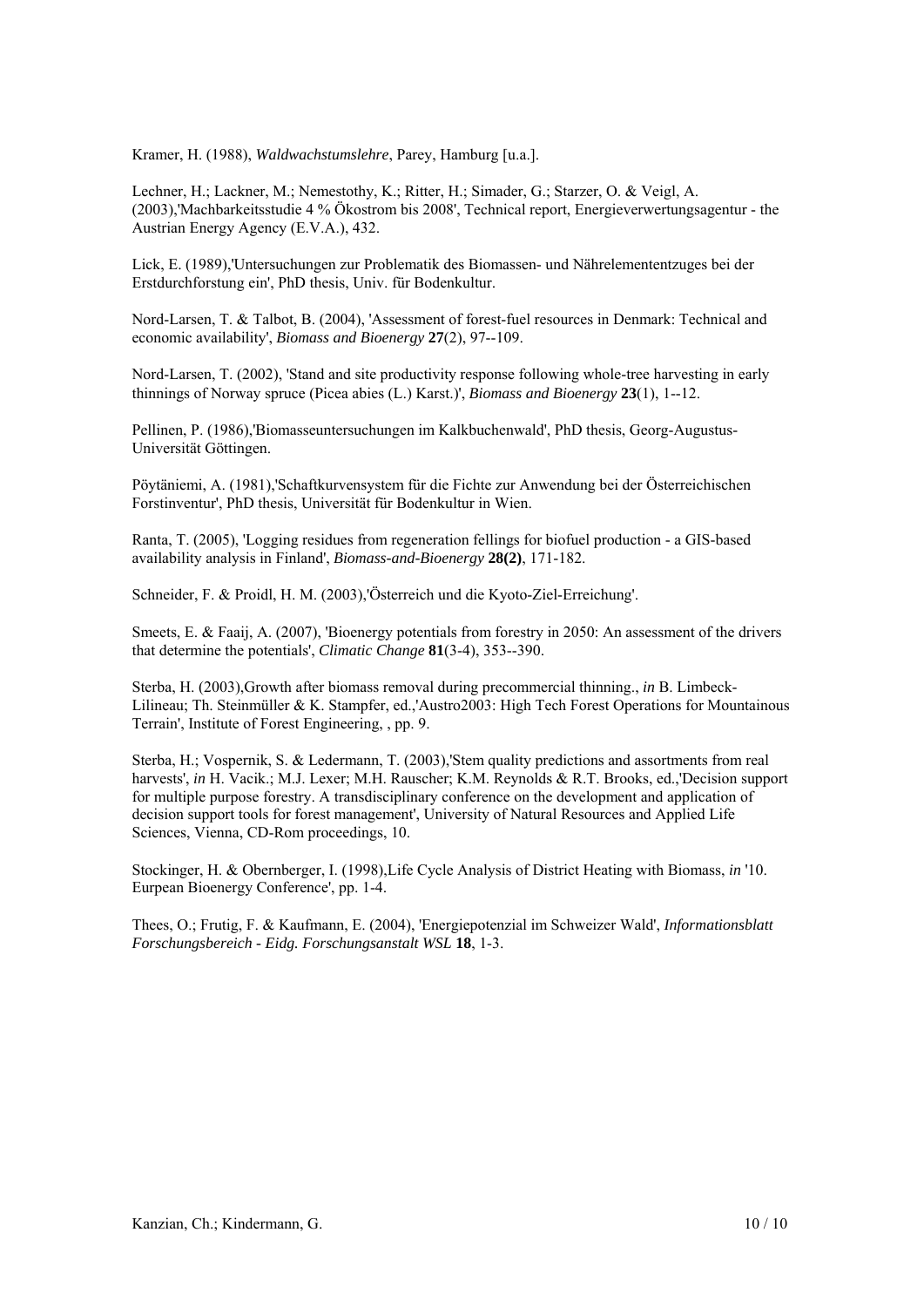Kramer, H. (1988), *Waldwachstumslehre*, Parey, Hamburg [u.a.].

Lechner, H.; Lackner, M.; Nemestothy, K.; Ritter, H.; Simader, G.; Starzer, O. & Veigl, A. (2003),'Machbarkeitsstudie 4 % Ökostrom bis 2008', Technical report, Energieverwertungsagentur - the Austrian Energy Agency (E.V.A.), 432.

Lick, E. (1989),'Untersuchungen zur Problematik des Biomassen- und Nährelemententzuges bei der Erstdurchforstung ein', PhD thesis, Univ. für Bodenkultur.

Nord-Larsen, T. & Talbot, B. (2004), 'Assessment of forest-fuel resources in Denmark: Technical and economic availability', *Biomass and Bioenergy* **27**(2), 97--109.

Nord-Larsen, T. (2002), 'Stand and site productivity response following whole-tree harvesting in early thinnings of Norway spruce (Picea abies (L.) Karst.)', *Biomass and Bioenergy* **23**(1), 1--12.

Pellinen, P. (1986),'Biomasseuntersuchungen im Kalkbuchenwald', PhD thesis, Georg-Augustus-Universität Göttingen.

Pöytäniemi, A. (1981),'Schaftkurvensystem für die Fichte zur Anwendung bei der Österreichischen Forstinventur', PhD thesis, Universität für Bodenkultur in Wien.

Ranta, T. (2005), 'Logging residues from regeneration fellings for biofuel production - a GIS-based availability analysis in Finland', *Biomass-and-Bioenergy* **28(2)**, 171-182.

Schneider, F. & Proidl, H. M. (2003),'Österreich und die Kyoto-Ziel-Erreichung'.

Smeets, E. & Faaij, A. (2007), 'Bioenergy potentials from forestry in 2050: An assessment of the drivers that determine the potentials', *Climatic Change* **81**(3-4), 353--390.

Sterba, H. (2003),Growth after biomass removal during precommercial thinning., *in* B. Limbeck-Lilineau; Th. Steinmüller & K. Stampfer, ed.,'Austro2003: High Tech Forest Operations for Mountainous Terrain', Institute of Forest Engineering, , pp. 9.

Sterba, H.; Vospernik, S. & Ledermann, T. (2003),'Stem quality predictions and assortments from real harvests', *in* H. Vacik.; M.J. Lexer; M.H. Rauscher; K.M. Reynolds & R.T. Brooks, ed.,'Decision support for multiple purpose forestry. A transdisciplinary conference on the development and application of decision support tools for forest management', University of Natural Resources and Applied Life Sciences, Vienna, CD-Rom proceedings, 10.

Stockinger, H. & Obernberger, I. (1998),Life Cycle Analysis of District Heating with Biomass, *in* '10. Eurpean Bioenergy Conference', pp. 1-4.

Thees, O.; Frutig, F. & Kaufmann, E. (2004), 'Energiepotenzial im Schweizer Wald', *Informationsblatt Forschungsbereich - Eidg. Forschungsanstalt WSL* **18**, 1-3.